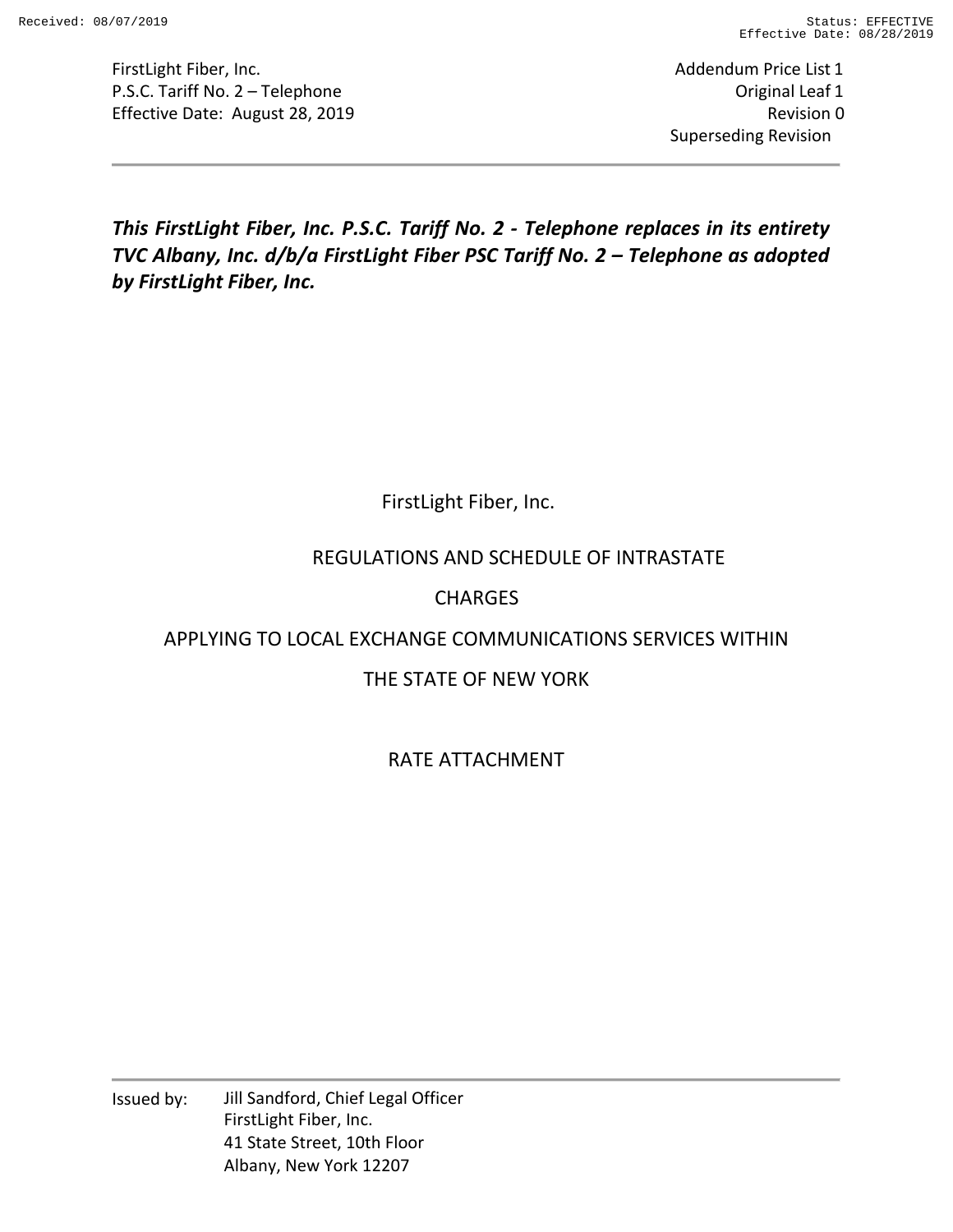***This FirstLight Fiber, Inc. P.S.C. Tariff No. 2 - Telephone replaces in its entirety TVC Albany, Inc. d/b/a FirstLight Fiber PSC Tariff No. 2 – Telephone as adopted by FirstLight Fiber, Inc.***

FirstLight Fiber, Inc.

REGULATIONS AND SCHEDULE OF INTRASTATE CHARGES

APPLYING TO LOCAL EXCHANGE COMMUNICATIONS SERVICES WITHIN THE STATE OF NEW YORK

RATE ATTACHMENT

Issued by: Jill Sandford, Chief Legal Officer
FirstLight Fiber, Inc.
41 State Street, 10th Floor
Albany, New York 12207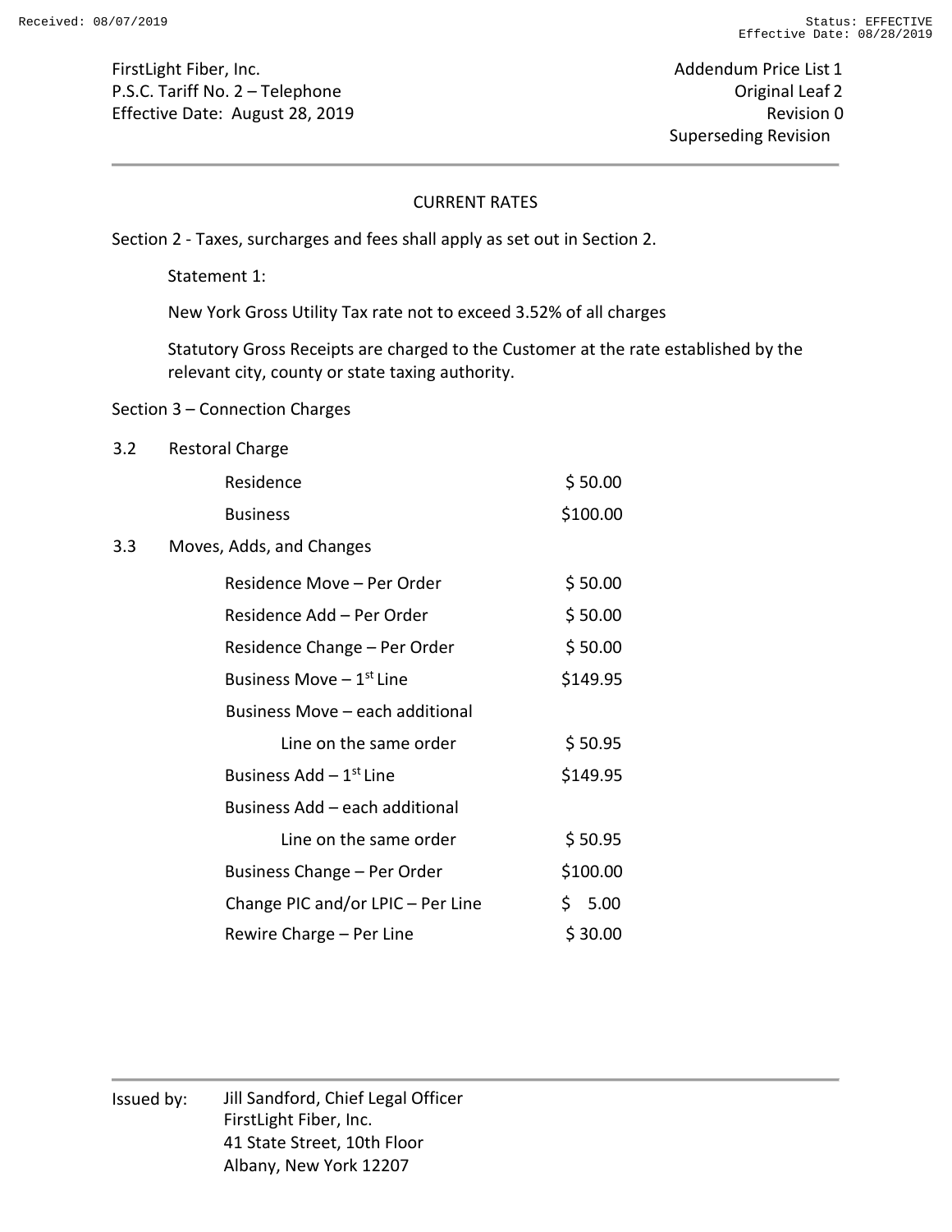FirstLight Fiber, Inc.
P.S.C. Tariff No. 2 – Telephone
Effective Date: August 28, 2019

Addendum Price List 1
Original Leaf 2
Revision 0
Superseding Revision

## CURRENT RATES

Section 2 - Taxes, surcharges and fees shall apply as set out in Section 2.

Statement 1:

New York Gross Utility Tax rate not to exceed 3.52% of all charges

Statutory Gross Receipts are charged to the Customer at the rate established by the relevant city, county or state taxing authority.

Section 3 – Connection Charges

3.2 Restoral Charge

| | |
|---|---|
| Residence | $ 50.00 |
| Business | $100.00 |

3.3 Moves, Adds, and Changes

| | |
|---|---|
| Residence Move – Per Order | $ 50.00 |
| Residence Add – Per Order | $ 50.00 |
| Residence Change – Per Order | $ 50.00 |
| Business Move – 1st Line | $149.95 |
| Business Move – each additional Line on the same order | $ 50.95 |
| Business Add – 1st Line | $149.95 |
| Business Add – each additional Line on the same order | $ 50.95 |
| Business Change – Per Order | $100.00 |
| Change PIC and/or LPIC – Per Line | $ 5.00 |
| Rewire Charge – Per Line | $ 30.00 |

Issued by: Jill Sandford, Chief Legal Officer
FirstLight Fiber, Inc.
41 State Street, 10th Floor
Albany, New York 12207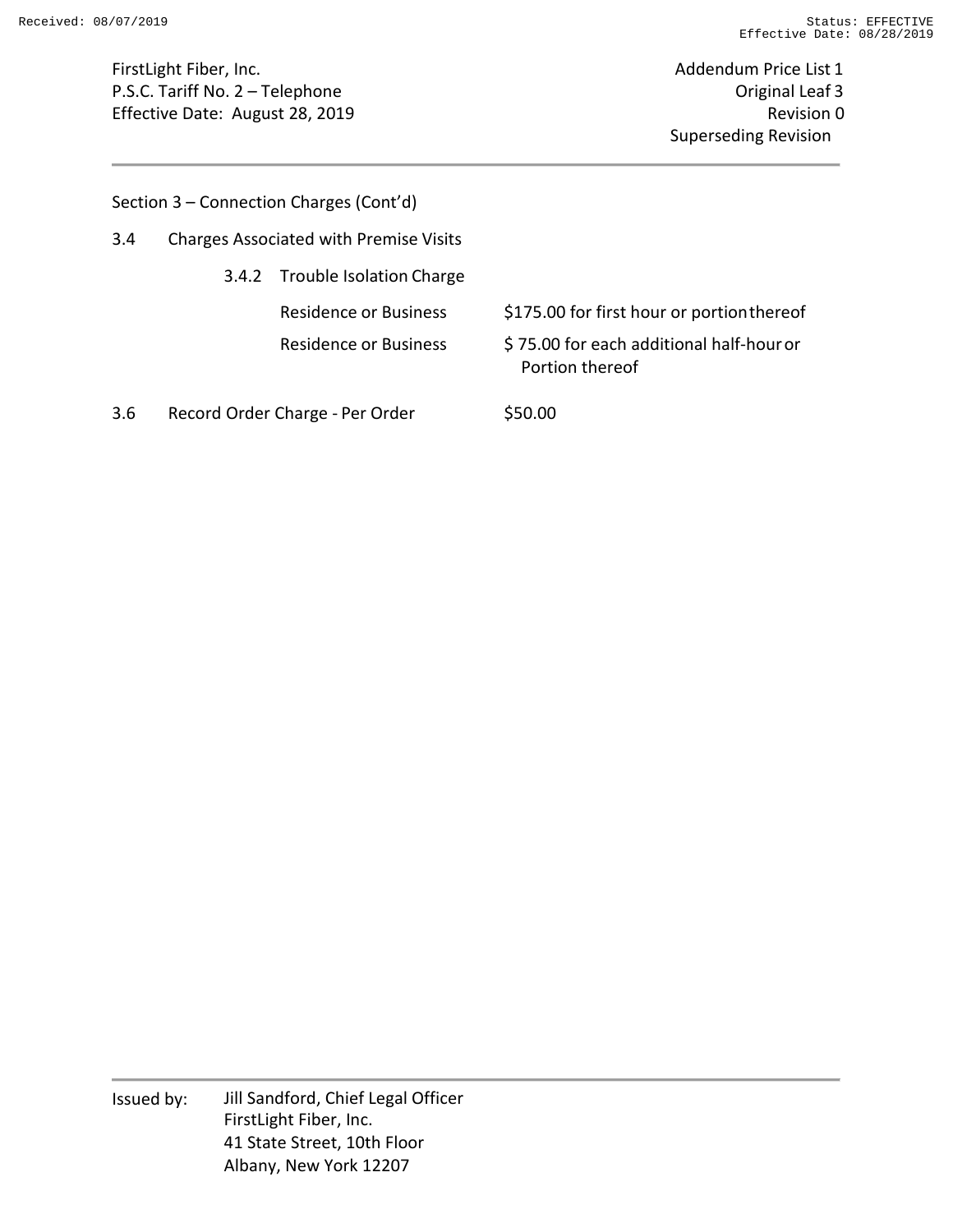FirstLight Fiber, Inc.
P.S.C. Tariff No. 2 – Telephone
Effective Date: August 28, 2019

Addendum Price List 1
Original Leaf 3
Revision 0
Superseding Revision

Section 3 – Connection Charges (Cont'd)

3.4 Charges Associated with Premise Visits

3.4.2 Trouble Isolation Charge

| | |
|---|---|
| Residence or Business | $175.00 for first hour or portion thereof |
| Residence or Business | $ 75.00 for each additional half-hour or Portion thereof |

3.6 Record Order Charge - Per Order $50.00

Issued by: Jill Sandford, Chief Legal Officer
FirstLight Fiber, Inc.
41 State Street, 10th Floor
Albany, New York 12207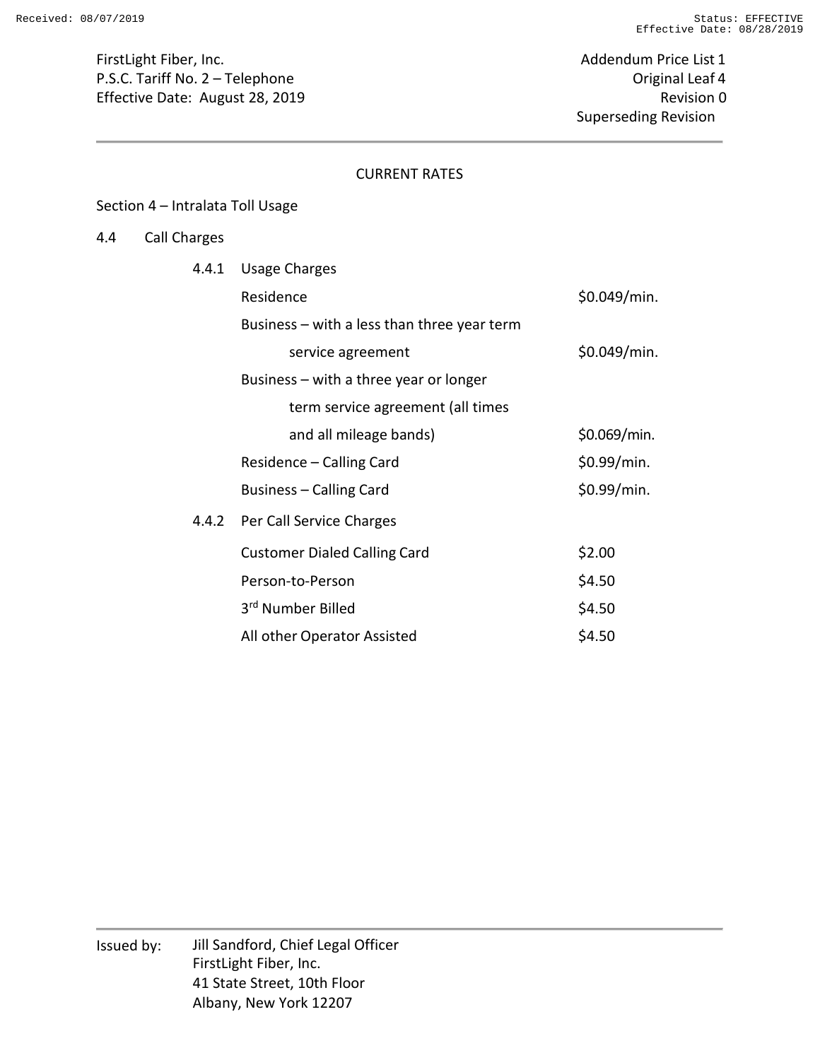## CURRENT RATES

### Section 4 – Intralata Toll Usage

#### 4.4 Call Charges

**4.4.1 Usage Charges**

| | |
|---|---|
| Residence | $0.049/min. |
| Business – with a less than three year term service agreement | $0.049/min. |
| Business – with a three year or longer term service agreement (all times and all mileage bands) | $0.069/min. |
| Residence – Calling Card | $0.99/min. |
| Business – Calling Card | $0.99/min. |

**4.4.2 Per Call Service Charges**

| | |
|---|---|
| Customer Dialed Calling Card | $2.00 |
| Person-to-Person | $4.50 |
| 3rd Number Billed | $4.50 |
| All other Operator Assisted | $4.50 |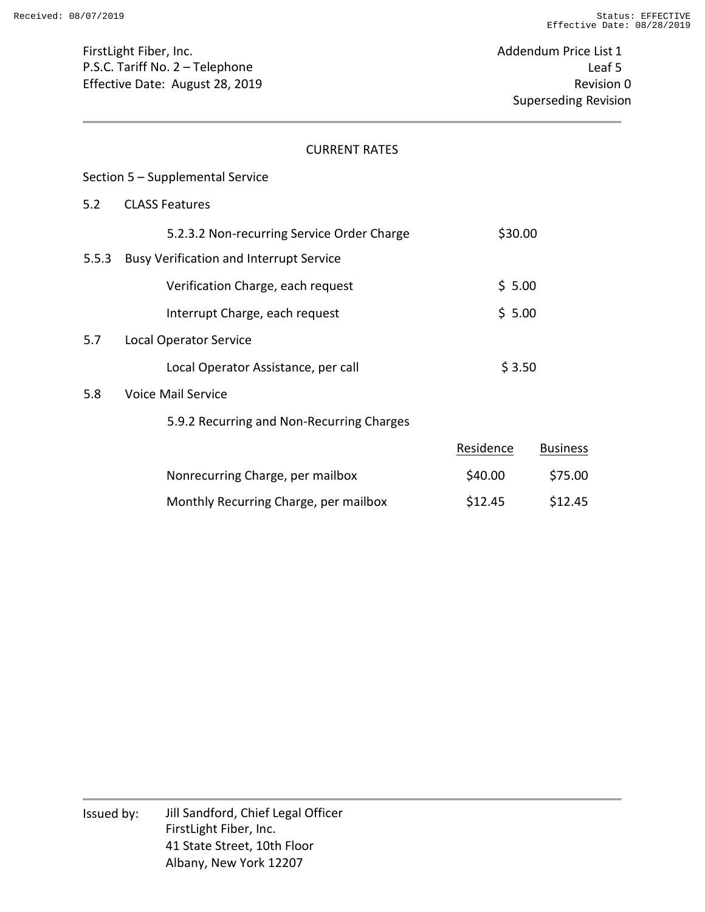FirstLight Fiber, Inc.
P.S.C. Tariff No. 2 – Telephone
Effective Date: August 28, 2019

Addendum Price List 1
Leaf 5
Revision 0
Superseding Revision

CURRENT RATES

Section 5 – Supplemental Service

5.2 CLASS Features

| | | |
|---|---|---|
| 5.2.3.2 Non-recurring Service Order Charge | $30.00 | |

5.5.3 Busy Verification and Interrupt Service

| | | |
|---|---|---|
| Verification Charge, each request | $ 5.00 | |
| Interrupt Charge, each request | $ 5.00 | |

5.7 Local Operator Service

| | | |
|---|---|---|
| Local Operator Assistance, per call | $ 3.50 | |

5.8 Voice Mail Service

5.9.2 Recurring and Non-Recurring Charges

| | Residence | Business |
|---|---|---|
| Nonrecurring Charge, per mailbox | $40.00 | $75.00 |
| Monthly Recurring Charge, per mailbox | $12.45 | $12.45 |

Issued by: Jill Sandford, Chief Legal Officer
FirstLight Fiber, Inc.
41 State Street, 10th Floor
Albany, New York 12207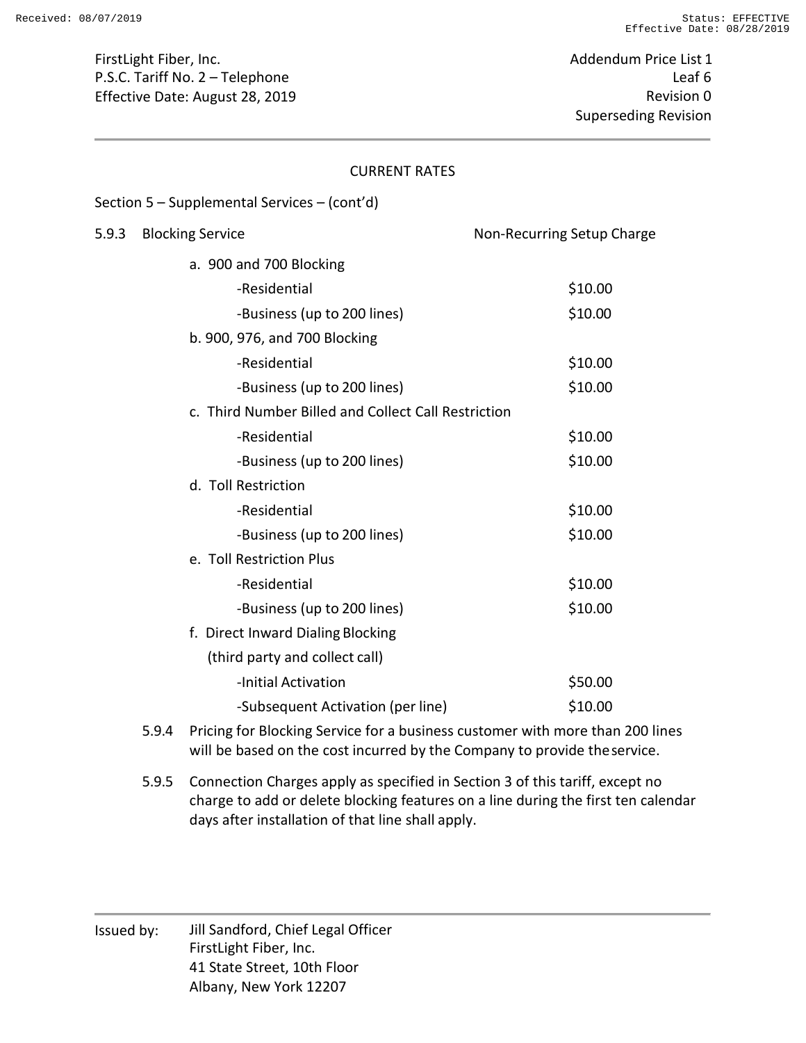FirstLight Fiber, Inc.
P.S.C. Tariff No. 2 – Telephone
Effective Date: August 28, 2019

Addendum Price List 1
Leaf 6
Revision 0
Superseding Revision

CURRENT RATES

Section 5 – Supplemental Services – (cont'd)

5.9.3 Blocking Service

| | Non-Recurring Setup Charge |
|---|---|
| a. 900 and 700 Blocking | |
| -Residential | $10.00 |
| -Business (up to 200 lines) | $10.00 |
| b. 900, 976, and 700 Blocking | |
| -Residential | $10.00 |
| -Business (up to 200 lines) | $10.00 |
| c. Third Number Billed and Collect Call Restriction | |
| -Residential | $10.00 |
| -Business (up to 200 lines) | $10.00 |
| d. Toll Restriction | |
| -Residential | $10.00 |
| -Business (up to 200 lines) | $10.00 |
| e. Toll Restriction Plus | |
| -Residential | $10.00 |
| -Business (up to 200 lines) | $10.00 |
| f. Direct Inward Dialing Blocking (third party and collect call) | |
| -Initial Activation | $50.00 |
| -Subsequent Activation (per line) | $10.00 |

5.9.4 Pricing for Blocking Service for a business customer with more than 200 lines will be based on the cost incurred by the Company to provide the service.

5.9.5 Connection Charges apply as specified in Section 3 of this tariff, except no charge to add or delete blocking features on a line during the first ten calendar days after installation of that line shall apply.

Issued by: Jill Sandford, Chief Legal Officer
FirstLight Fiber, Inc.
41 State Street, 10th Floor
Albany, New York 12207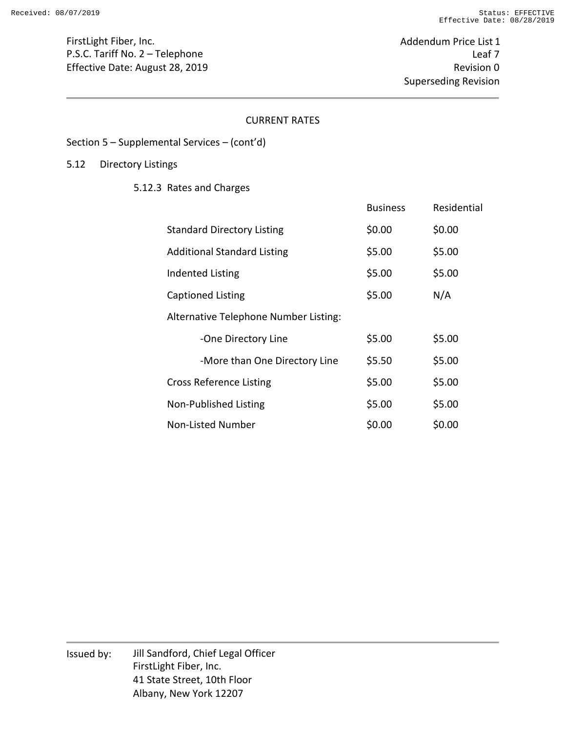FirstLight Fiber, Inc.
P.S.C. Tariff No. 2 – Telephone
Effective Date: August 28, 2019

Addendum Price List 1
Leaf 7
Revision 0
Superseding Revision

## CURRENT RATES

Section 5 – Supplemental Services – (cont'd)

### 5.12 Directory Listings

#### 5.12.3 Rates and Charges

| | Business | Residential |
|---|---|---|
| Standard Directory Listing | $0.00 | $0.00 |
| Additional Standard Listing | $5.00 | $5.00 |
| Indented Listing | $5.00 | $5.00 |
| Captioned Listing | $5.00 | N/A |
| Alternative Telephone Number Listing: | | |
| -One Directory Line | $5.00 | $5.00 |
| -More than One Directory Line | $5.50 | $5.00 |
| Cross Reference Listing | $5.00 | $5.00 |
| Non-Published Listing | $5.00 | $5.00 |
| Non-Listed Number | $0.00 | $0.00 |

Issued by: Jill Sandford, Chief Legal Officer
FirstLight Fiber, Inc.
41 State Street, 10th Floor
Albany, New York 12207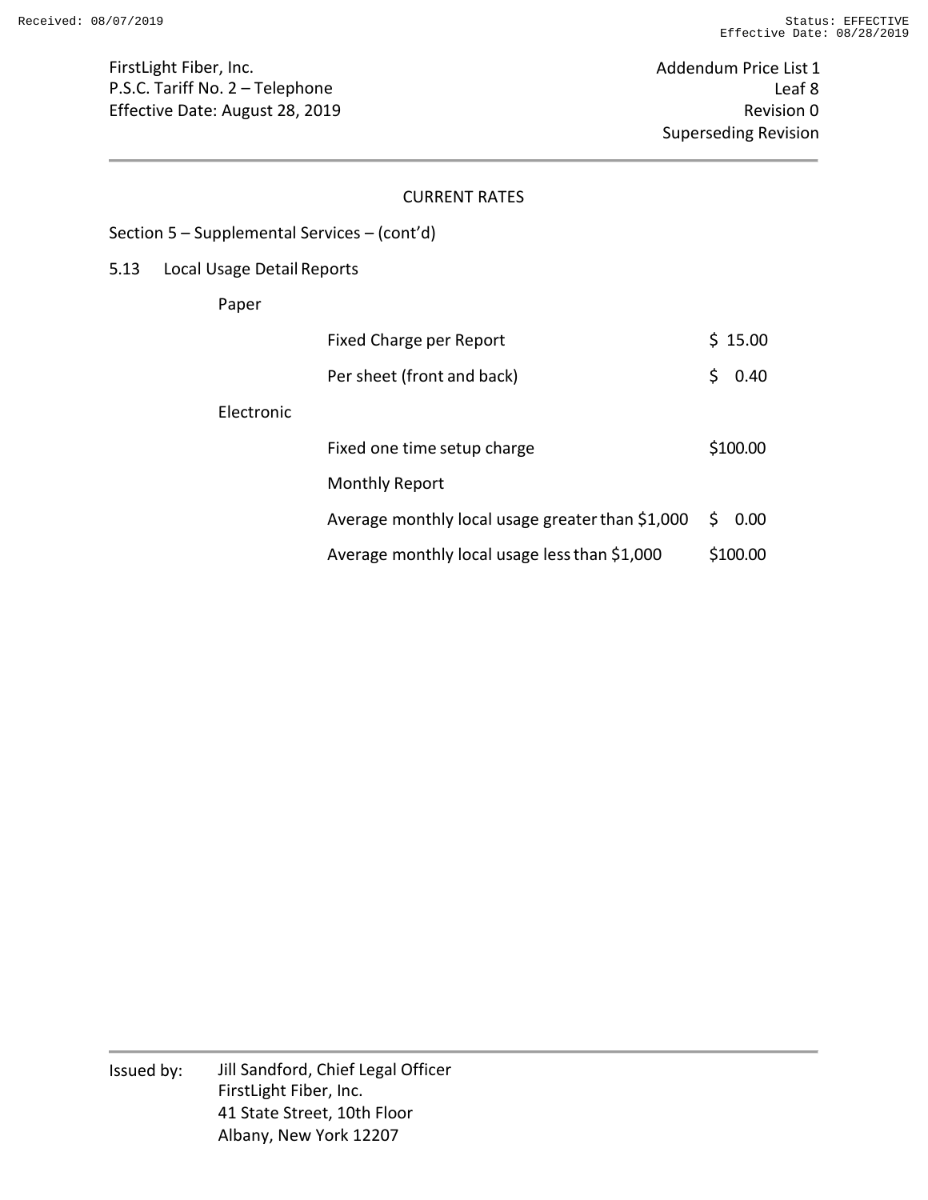## CURRENT RATES

Section 5 – Supplemental Services – (cont'd)

### 5.13 Local Usage Detail Reports

**Paper**

| | |
|---|---|
| Fixed Charge per Report | $ 15.00 |
| Per sheet (front and back) | $ 0.40 |

**Electronic**

| | |
|---|---|
| Fixed one time setup charge | $100.00 |
| Monthly Report | |
| Average monthly local usage greater than $1,000 | $ 0.00 |
| Average monthly local usage less than $1,000 | $100.00 |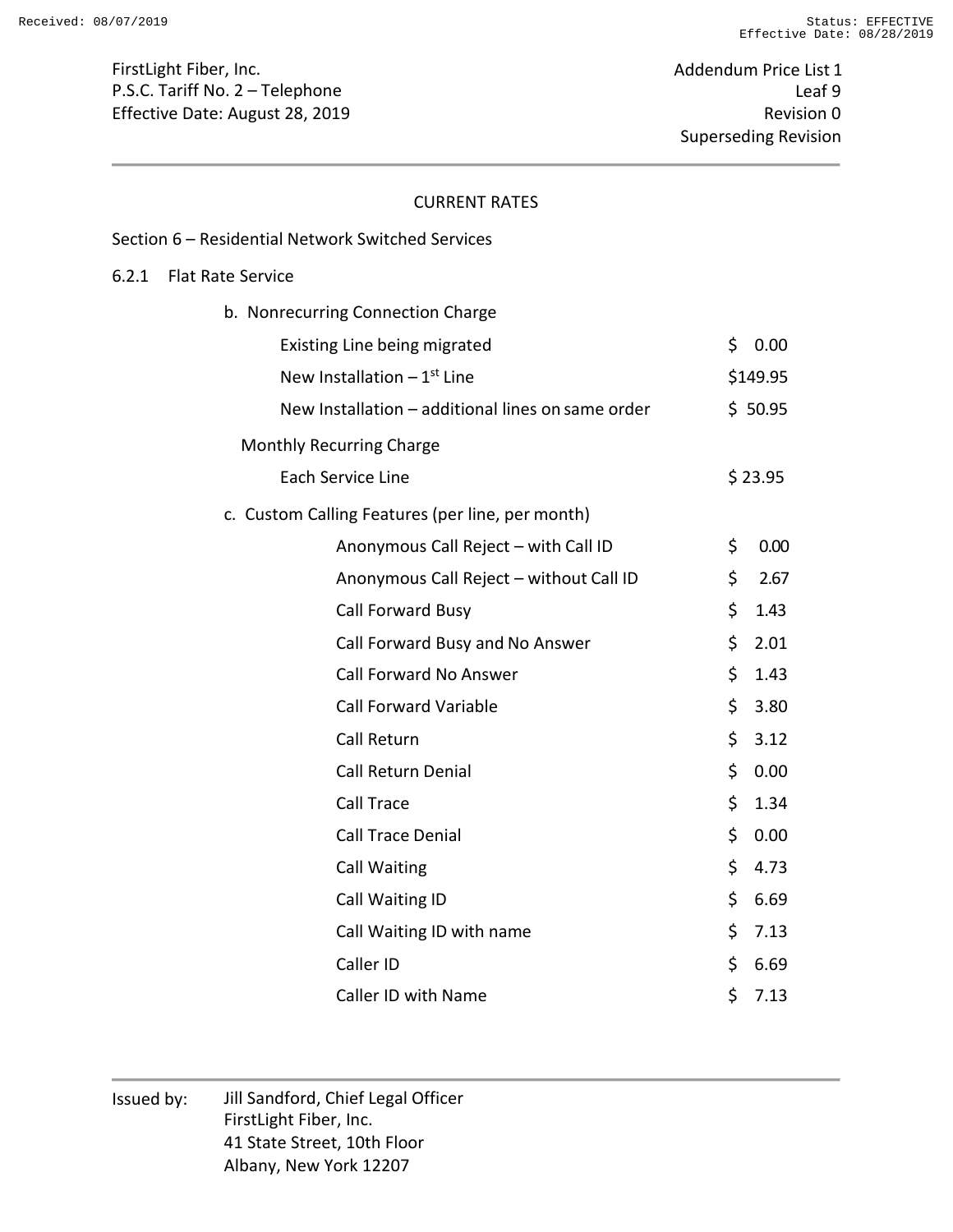FirstLight Fiber, Inc.
P.S.C. Tariff No. 2 – Telephone
Effective Date: August 28, 2019

Addendum Price List 1
Leaf 9
Revision 0
Superseding Revision

CURRENT RATES

Section 6 – Residential Network Switched Services

6.2.1 Flat Rate Service

b. Nonrecurring Connection Charge

| | |
|---|---|
| Existing Line being migrated | $ 0.00 |
| New Installation – 1st Line | $149.95 |
| New Installation – additional lines on same order | $ 50.95 |

Monthly Recurring Charge

| | |
|---|---|
| Each Service Line | $ 23.95 |

c. Custom Calling Features (per line, per month)

| | |
|---|---|
| Anonymous Call Reject – with Call ID | $ 0.00 |
| Anonymous Call Reject – without Call ID | $ 2.67 |
| Call Forward Busy | $ 1.43 |
| Call Forward Busy and No Answer | $ 2.01 |
| Call Forward No Answer | $ 1.43 |
| Call Forward Variable | $ 3.80 |
| Call Return | $ 3.12 |
| Call Return Denial | $ 0.00 |
| Call Trace | $ 1.34 |
| Call Trace Denial | $ 0.00 |
| Call Waiting | $ 4.73 |
| Call Waiting ID | $ 6.69 |
| Call Waiting ID with name | $ 7.13 |
| Caller ID | $ 6.69 |
| Caller ID with Name | $ 7.13 |

Issued by: Jill Sandford, Chief Legal Officer
FirstLight Fiber, Inc.
41 State Street, 10th Floor
Albany, New York 12207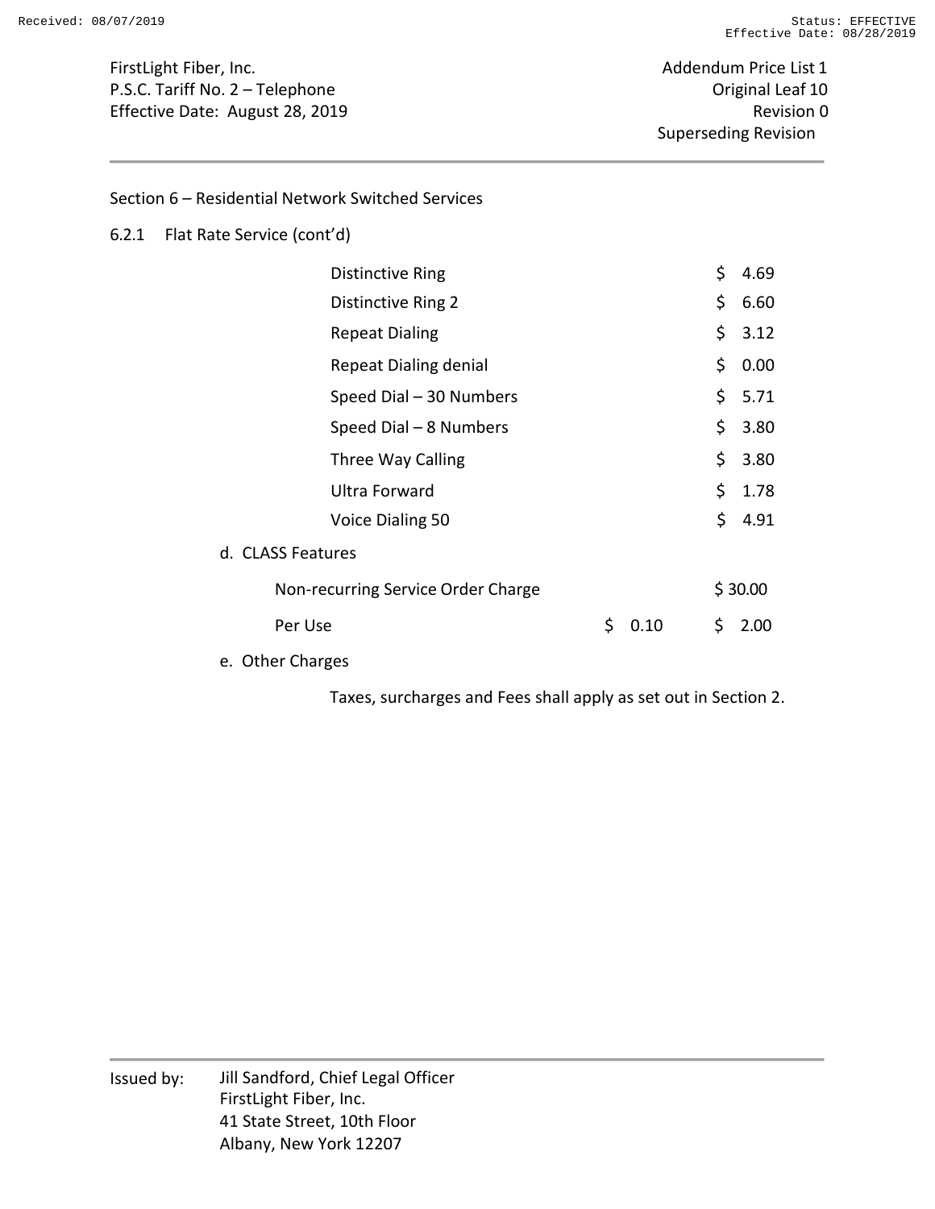FirstLight Fiber, Inc.
P.S.C. Tariff No. 2 – Telephone
Effective Date: August 28, 2019

Addendum Price List 1
Original Leaf 10
Revision 0
Superseding Revision

Section 6 – Residential Network Switched Services

6.2.1 Flat Rate Service (cont'd)

| | | |
|---|---|---|
| Distinctive Ring | | $ 4.69 |
| Distinctive Ring 2 | | $ 6.60 |
| Repeat Dialing | | $ 3.12 |
| Repeat Dialing denial | | $ 0.00 |
| Speed Dial – 30 Numbers | | $ 5.71 |
| Speed Dial – 8 Numbers | | $ 3.80 |
| Three Way Calling | | $ 3.80 |
| Ultra Forward | | $ 1.78 |
| Voice Dialing 50 | | $ 4.91 |

d. CLASS Features

| | | |
|---|---|---|
| Non-recurring Service Order Charge | | $ 30.00 |
| Per Use | $ 0.10 | $ 2.00 |

e. Other Charges

Taxes, surcharges and Fees shall apply as set out in Section 2.

Issued by: Jill Sandford, Chief Legal Officer
FirstLight Fiber, Inc.
41 State Street, 10th Floor
Albany, New York 12207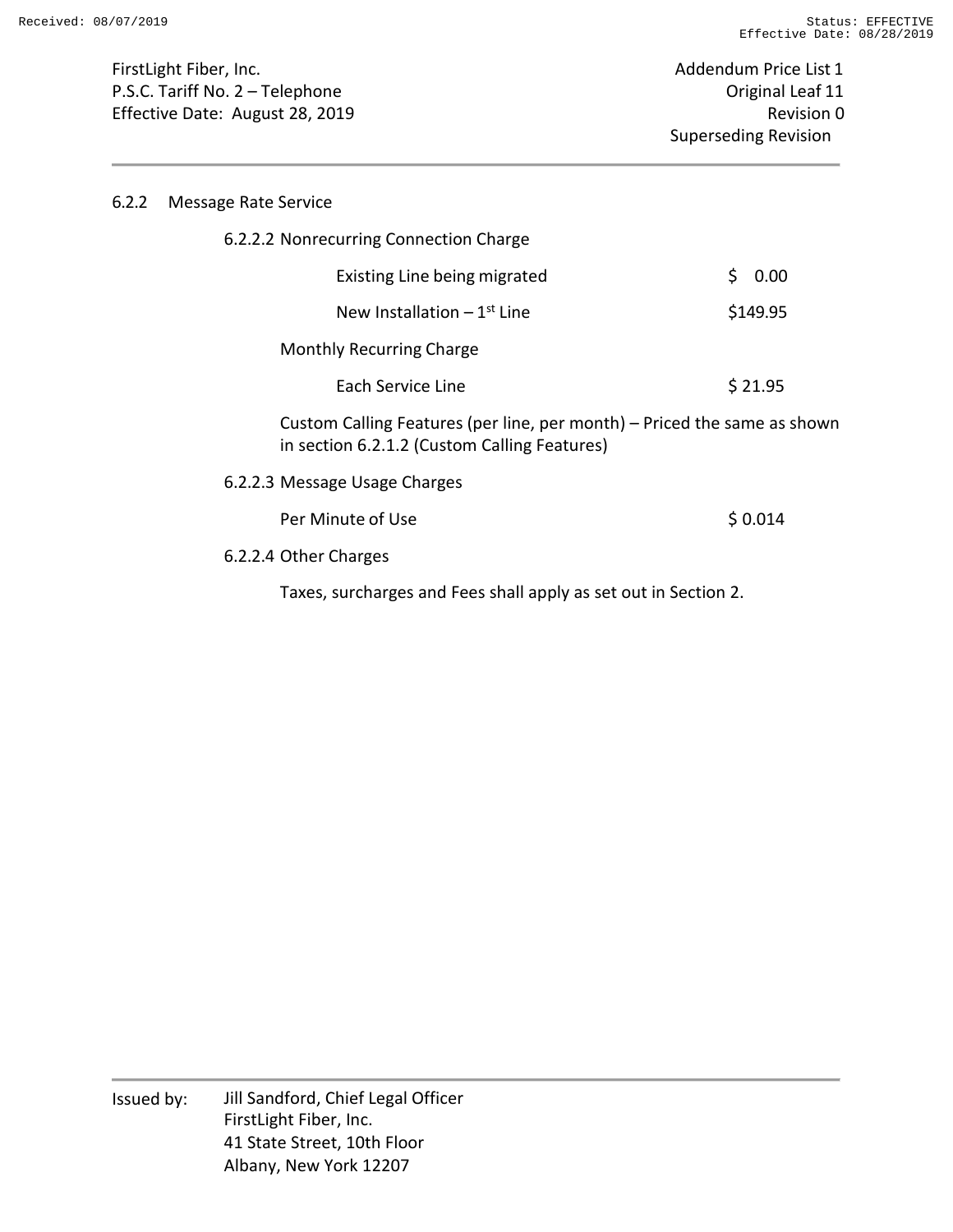FirstLight Fiber, Inc.
P.S.C. Tariff No. 2 – Telephone
Effective Date: August 28, 2019

Addendum Price List 1
Original Leaf 11
Revision 0
Superseding Revision

## 6.2.2 Message Rate Service

### 6.2.2.2 Nonrecurring Connection Charge

| | |
|---|---|
| Existing Line being migrated | $ 0.00 |
| New Installation – 1st Line | $149.95 |

Monthly Recurring Charge

| | |
|---|---|
| Each Service Line | $ 21.95 |

Custom Calling Features (per line, per month) – Priced the same as shown in section 6.2.1.2 (Custom Calling Features)

### 6.2.2.3 Message Usage Charges

| | |
|---|---|
| Per Minute of Use | $ 0.014 |

### 6.2.2.4 Other Charges

Taxes, surcharges and Fees shall apply as set out in Section 2.

Issued by: Jill Sandford, Chief Legal Officer
FirstLight Fiber, Inc.
41 State Street, 10th Floor
Albany, New York 12207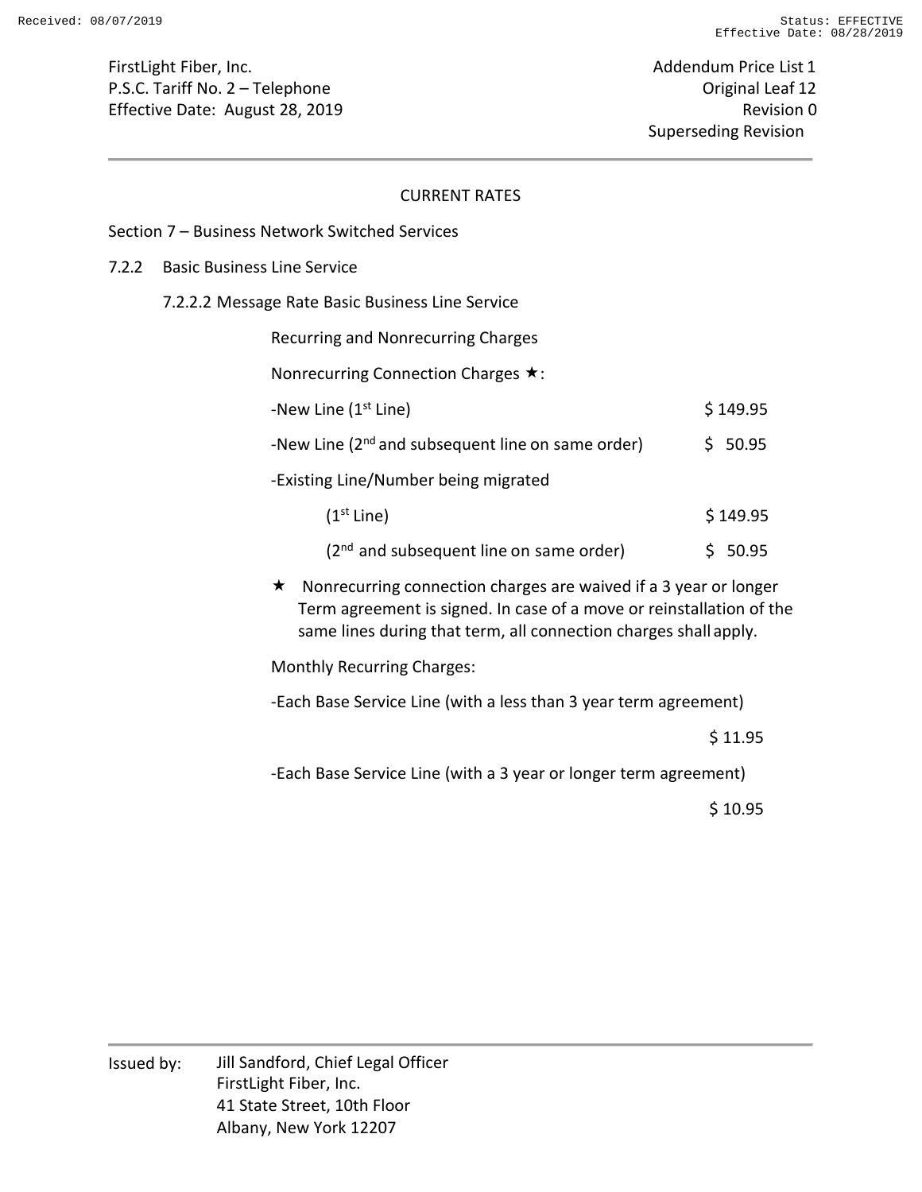## CURRENT RATES

### Section 7 – Business Network Switched Services

### 7.2.2 Basic Business Line Service

#### 7.2.2.2 Message Rate Basic Business Line Service

Recurring and Nonrecurring Charges

Nonrecurring Connection Charges ★:

| | |
|---|---|
| -New Line (1st Line) | $ 149.95 |
| -New Line (2nd and subsequent line on same order) | $ 50.95 |
| -Existing Line/Number being migrated | |
| (1st Line) | $ 149.95 |
| (2nd and subsequent line on same order) | $ 50.95 |

★ Nonrecurring connection charges are waived if a 3 year or longer Term agreement is signed. In case of a move or reinstallation of the same lines during that term, all connection charges shall apply.

Monthly Recurring Charges:

| | |
|---|---|
| -Each Base Service Line (with a less than 3 year term agreement) | $ 11.95 |
| -Each Base Service Line (with a 3 year or longer term agreement) | $ 10.95 |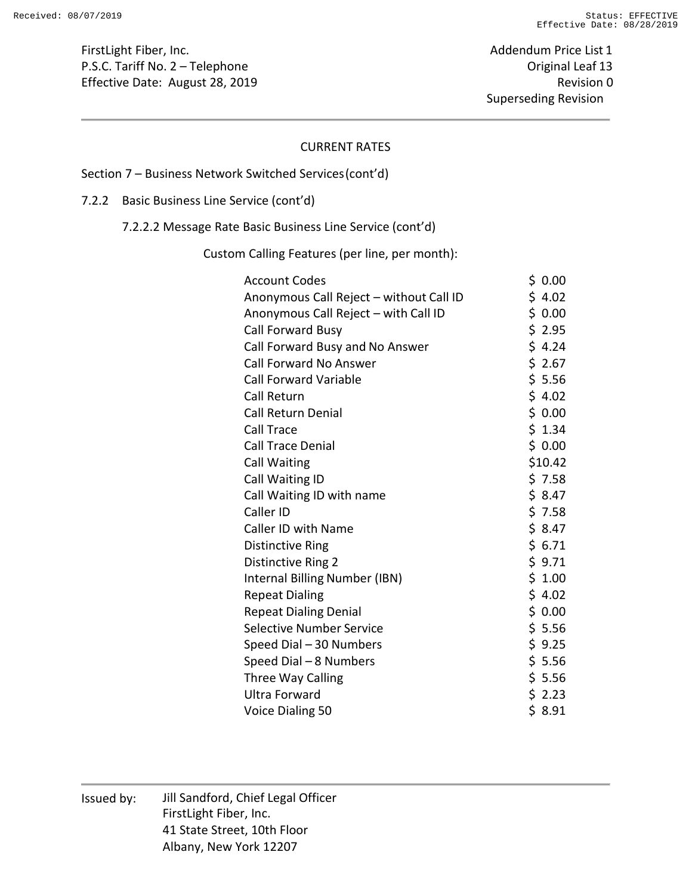FirstLight Fiber, Inc.
P.S.C. Tariff No. 2 – Telephone
Effective Date: August 28, 2019

Addendum Price List 1
Original Leaf 13
Revision 0
Superseding Revision

CURRENT RATES

Section 7 – Business Network Switched Services (cont'd)

7.2.2 Basic Business Line Service (cont'd)

7.2.2.2 Message Rate Basic Business Line Service (cont'd)

Custom Calling Features (per line, per month):

| Feature | Rate |
|---|---|
| Account Codes | $ 0.00 |
| Anonymous Call Reject – without Call ID | $ 4.02 |
| Anonymous Call Reject – with Call ID | $ 0.00 |
| Call Forward Busy | $ 2.95 |
| Call Forward Busy and No Answer | $ 4.24 |
| Call Forward No Answer | $ 2.67 |
| Call Forward Variable | $ 5.56 |
| Call Return | $ 4.02 |
| Call Return Denial | $ 0.00 |
| Call Trace | $ 1.34 |
| Call Trace Denial | $ 0.00 |
| Call Waiting | $10.42 |
| Call Waiting ID | $ 7.58 |
| Call Waiting ID with name | $ 8.47 |
| Caller ID | $ 7.58 |
| Caller ID with Name | $ 8.47 |
| Distinctive Ring | $ 6.71 |
| Distinctive Ring 2 | $ 9.71 |
| Internal Billing Number (IBN) | $ 1.00 |
| Repeat Dialing | $ 4.02 |
| Repeat Dialing Denial | $ 0.00 |
| Selective Number Service | $ 5.56 |
| Speed Dial – 30 Numbers | $ 9.25 |
| Speed Dial – 8 Numbers | $ 5.56 |
| Three Way Calling | $ 5.56 |
| Ultra Forward | $ 2.23 |
| Voice Dialing 50 | $ 8.91 |

Issued by: Jill Sandford, Chief Legal Officer
FirstLight Fiber, Inc.
41 State Street, 10th Floor
Albany, New York 12207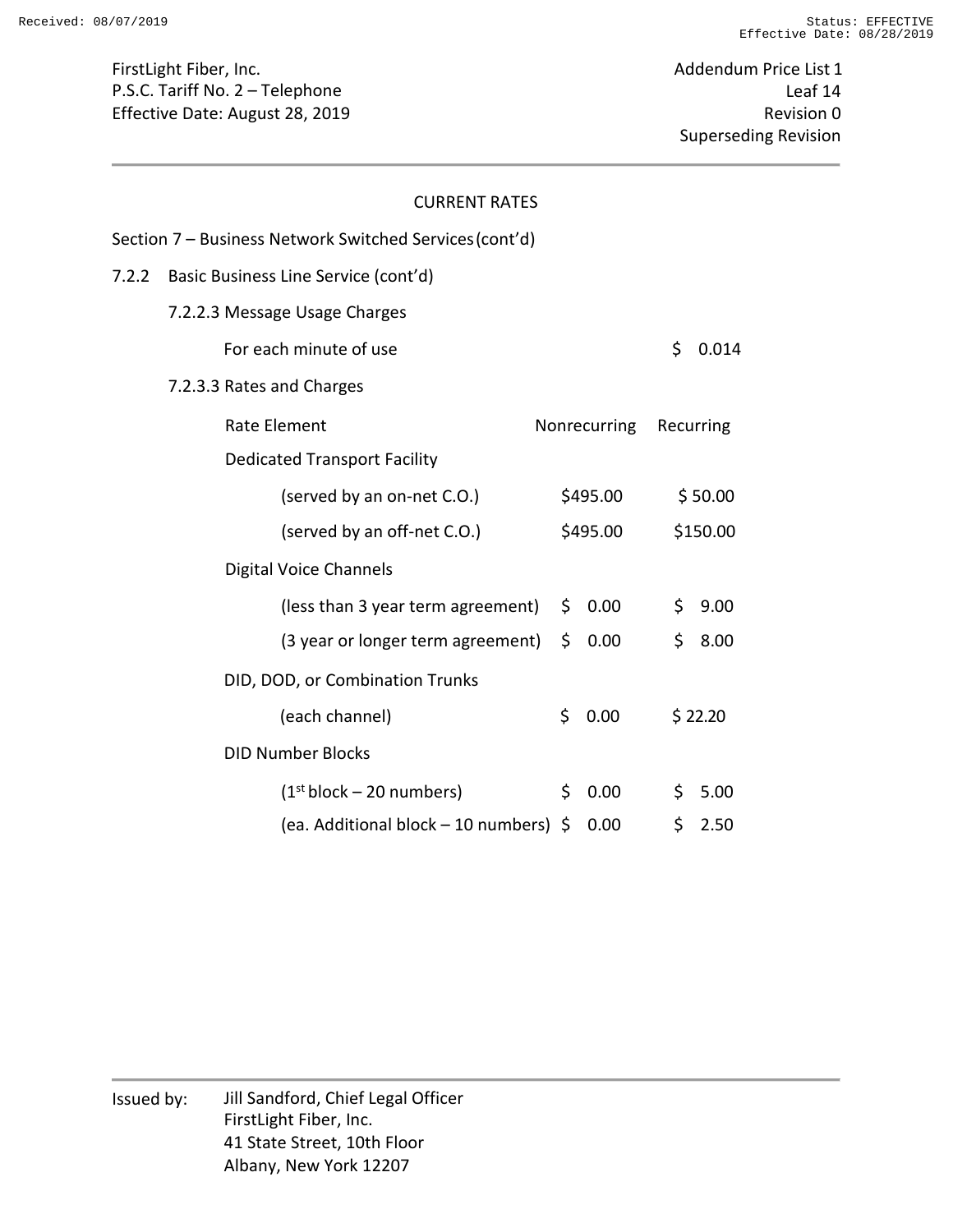FirstLight Fiber, Inc.
P.S.C. Tariff No. 2 – Telephone
Effective Date: August 28, 2019

Addendum Price List 1
Leaf 14
Revision 0
Superseding Revision

CURRENT RATES

Section 7 – Business Network Switched Services (cont'd)

7.2.2 Basic Business Line Service (cont'd)

7.2.2.3 Message Usage Charges

For each minute of use $ 0.014

7.2.3.3 Rates and Charges

| Rate Element | Nonrecurring | Recurring |
|---|---|---|
| Dedicated Transport Facility | | |
| (served by an on-net C.O.) | $495.00 | $ 50.00 |
| (served by an off-net C.O.) | $495.00 | $150.00 |
| Digital Voice Channels | | |
| (less than 3 year term agreement) | $ 0.00 | $ 9.00 |
| (3 year or longer term agreement) | $ 0.00 | $ 8.00 |
| DID, DOD, or Combination Trunks | | |
| (each channel) | $ 0.00 | $ 22.20 |
| DID Number Blocks | | |
| (1st block – 20 numbers) | $ 0.00 | $ 5.00 |
| (ea. Additional block – 10 numbers) | $ 0.00 | $ 2.50 |

Issued by: Jill Sandford, Chief Legal Officer
FirstLight Fiber, Inc.
41 State Street, 10th Floor
Albany, New York 12207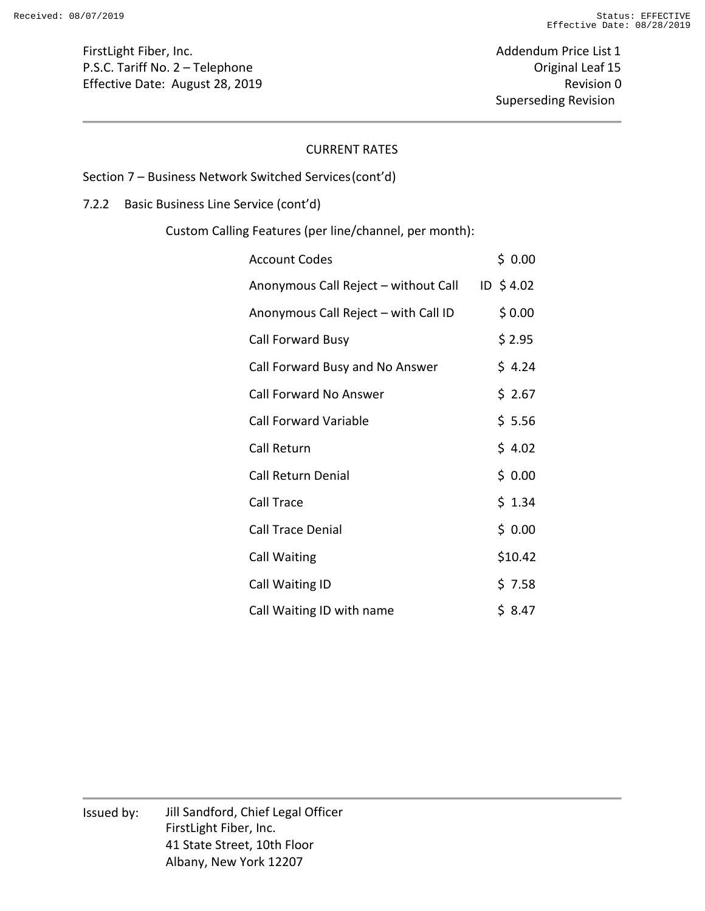FirstLight Fiber, Inc.
P.S.C. Tariff No. 2 – Telephone
Effective Date: August 28, 2019

Addendum Price List 1
Original Leaf 15
Revision 0
Superseding Revision

CURRENT RATES

Section 7 – Business Network Switched Services (cont'd)

7.2.2 Basic Business Line Service (cont'd)

Custom Calling Features (per line/channel, per month):

| Feature | Rate |
|---|---|
| Account Codes | $ 0.00 |
| Anonymous Call Reject – without Call ID | $ 4.02 |
| Anonymous Call Reject – with Call ID | $ 0.00 |
| Call Forward Busy | $ 2.95 |
| Call Forward Busy and No Answer | $ 4.24 |
| Call Forward No Answer | $ 2.67 |
| Call Forward Variable | $ 5.56 |
| Call Return | $ 4.02 |
| Call Return Denial | $ 0.00 |
| Call Trace | $ 1.34 |
| Call Trace Denial | $ 0.00 |
| Call Waiting | $10.42 |
| Call Waiting ID | $ 7.58 |
| Call Waiting ID with name | $ 8.47 |

Issued by: Jill Sandford, Chief Legal Officer
FirstLight Fiber, Inc.
41 State Street, 10th Floor
Albany, New York 12207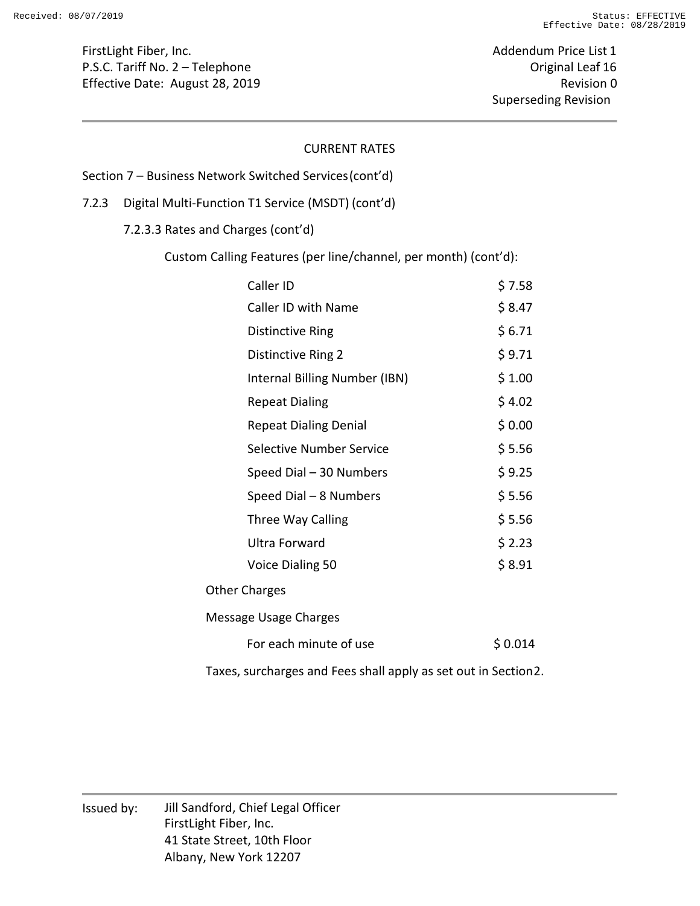CURRENT RATES

Section 7 – Business Network Switched Services (cont'd)

7.2.3 Digital Multi-Function T1 Service (MSDT) (cont'd)

7.2.3.3 Rates and Charges (cont'd)

Custom Calling Features (per line/channel, per month) (cont'd):

| Feature | Rate |
|---|---|
| Caller ID | $ 7.58 |
| Caller ID with Name | $ 8.47 |
| Distinctive Ring | $ 6.71 |
| Distinctive Ring 2 | $ 9.71 |
| Internal Billing Number (IBN) | $ 1.00 |
| Repeat Dialing | $ 4.02 |
| Repeat Dialing Denial | $ 0.00 |
| Selective Number Service | $ 5.56 |
| Speed Dial – 30 Numbers | $ 9.25 |
| Speed Dial – 8 Numbers | $ 5.56 |
| Three Way Calling | $ 5.56 |
| Ultra Forward | $ 2.23 |
| Voice Dialing 50 | $ 8.91 |

Other Charges

Message Usage Charges

| | |
|---|---|
| For each minute of use | $ 0.014 |

Taxes, surcharges and Fees shall apply as set out in Section 2.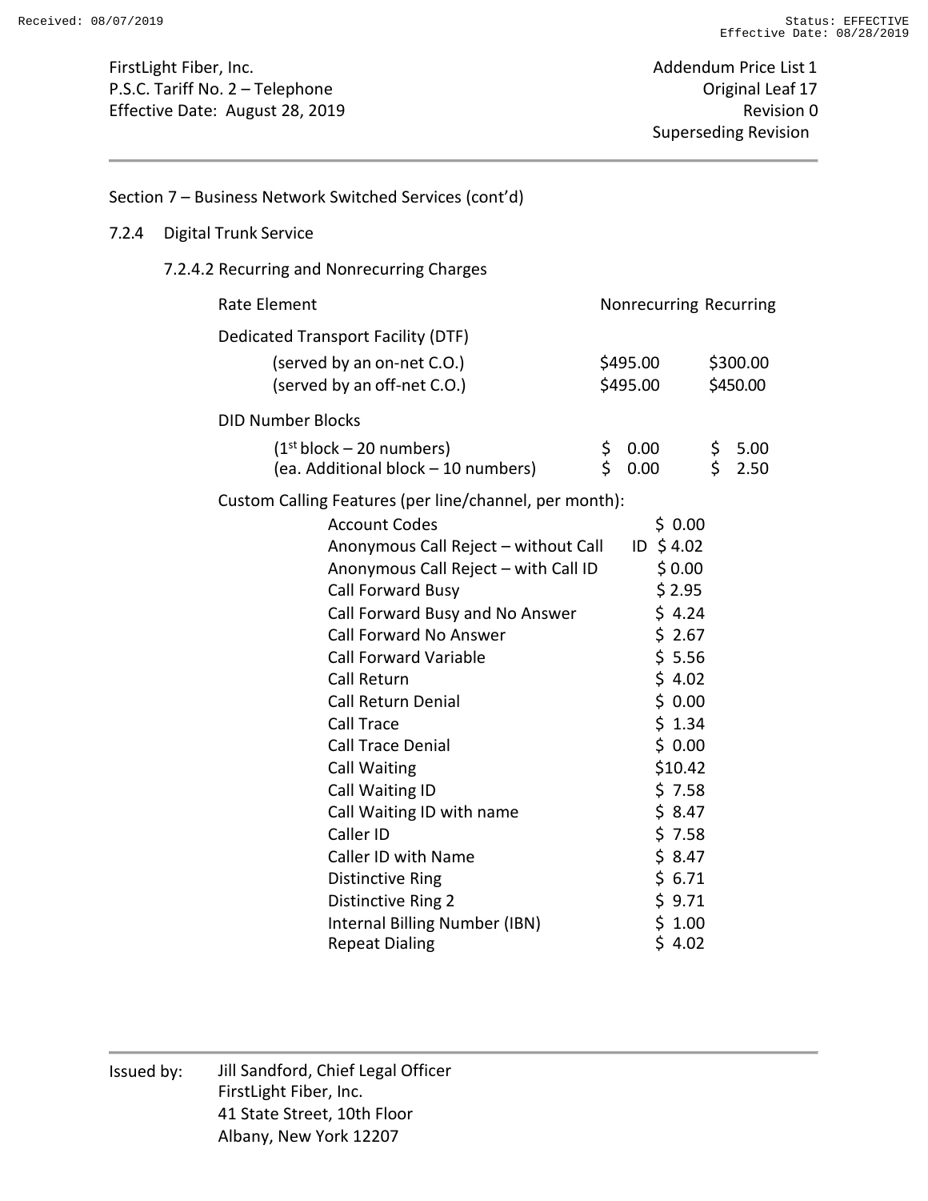FirstLight Fiber, Inc.
P.S.C. Tariff No. 2 – Telephone
Effective Date: August 28, 2019

Addendum Price List 1
Original Leaf 17
Revision 0
Superseding Revision

Section 7 – Business Network Switched Services (cont'd)

## 7.2.4 Digital Trunk Service

### 7.2.4.2 Recurring and Nonrecurring Charges

| Rate Element | Nonrecurring | Recurring |
|---|---|---|
| **Dedicated Transport Facility (DTF)** | | |
| (served by an on-net C.O.) | $495.00 | $300.00 |
| (served by an off-net C.O.) | $495.00 | $450.00 |
| **DID Number Blocks** | | |
| (1st block – 20 numbers) | $ 0.00 | $ 5.00 |
| (ea. Additional block – 10 numbers) | $ 0.00 | $ 2.50 |

Custom Calling Features (per line/channel, per month):

| Feature | Rate |
|---|---|
| Account Codes | $ 0.00 |
| Anonymous Call Reject – without Call ID | $ 4.02 |
| Anonymous Call Reject – with Call ID | $ 0.00 |
| Call Forward Busy | $ 2.95 |
| Call Forward Busy and No Answer | $ 4.24 |
| Call Forward No Answer | $ 2.67 |
| Call Forward Variable | $ 5.56 |
| Call Return | $ 4.02 |
| Call Return Denial | $ 0.00 |
| Call Trace | $ 1.34 |
| Call Trace Denial | $ 0.00 |
| Call Waiting | $10.42 |
| Call Waiting ID | $ 7.58 |
| Call Waiting ID with name | $ 8.47 |
| Caller ID | $ 7.58 |
| Caller ID with Name | $ 8.47 |
| Distinctive Ring | $ 6.71 |
| Distinctive Ring 2 | $ 9.71 |
| Internal Billing Number (IBN) | $ 1.00 |
| Repeat Dialing | $ 4.02 |

Issued by: Jill Sandford, Chief Legal Officer
FirstLight Fiber, Inc.
41 State Street, 10th Floor
Albany, New York 12207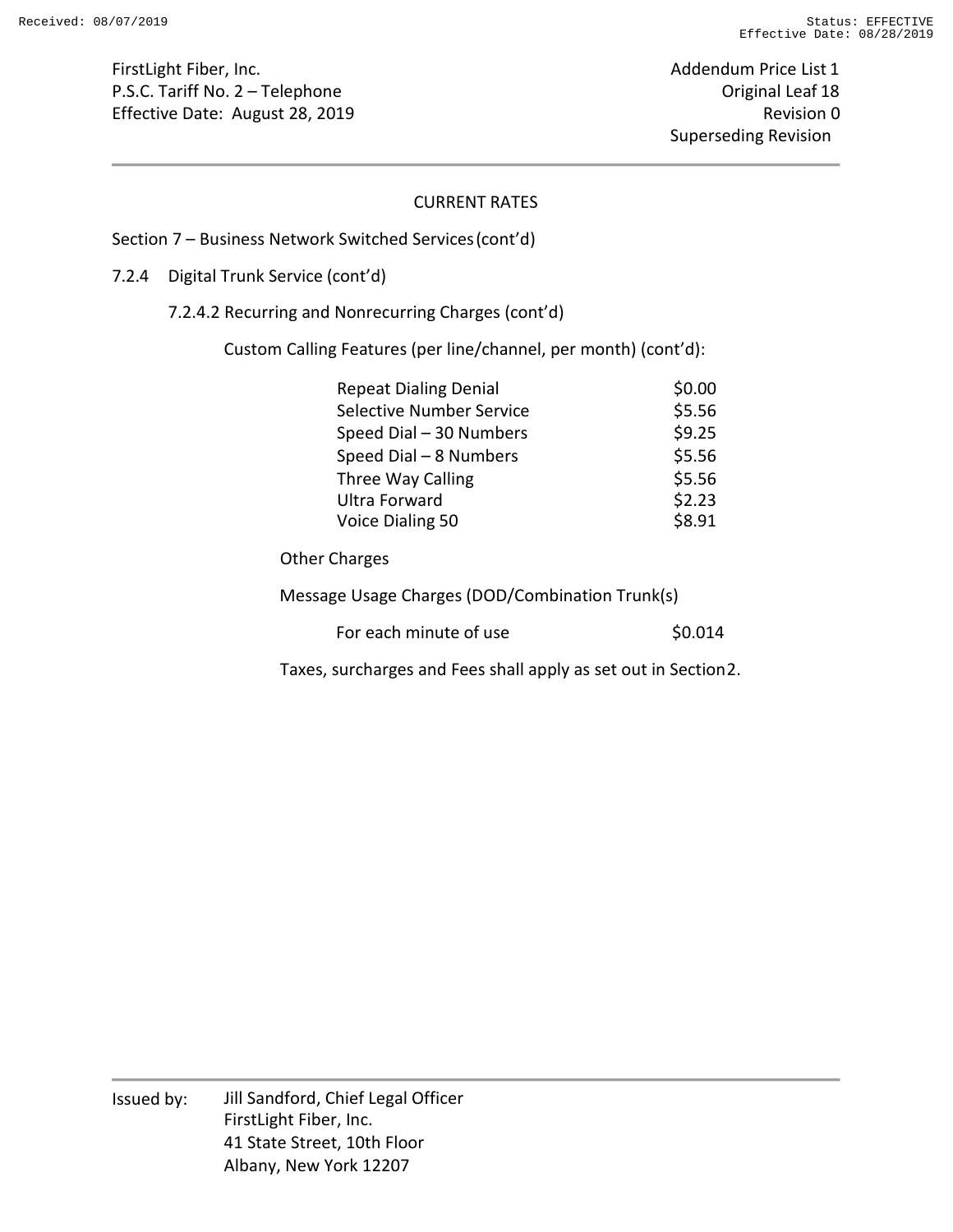# CURRENT RATES

## Section 7 – Business Network Switched Services (cont'd)

### 7.2.4 Digital Trunk Service (cont'd)

#### 7.2.4.2 Recurring and Nonrecurring Charges (cont'd)

Custom Calling Features (per line/channel, per month) (cont'd):

| Feature | Rate |
|---|---|
| Repeat Dialing Denial | $0.00 |
| Selective Number Service | $5.56 |
| Speed Dial – 30 Numbers | $9.25 |
| Speed Dial – 8 Numbers | $5.56 |
| Three Way Calling | $5.56 |
| Ultra Forward | $2.23 |
| Voice Dialing 50 | $8.91 |

Other Charges

Message Usage Charges (DOD/Combination Trunk(s)

| | |
|---|---|
| For each minute of use | $0.014 |

Taxes, surcharges and Fees shall apply as set out in Section 2.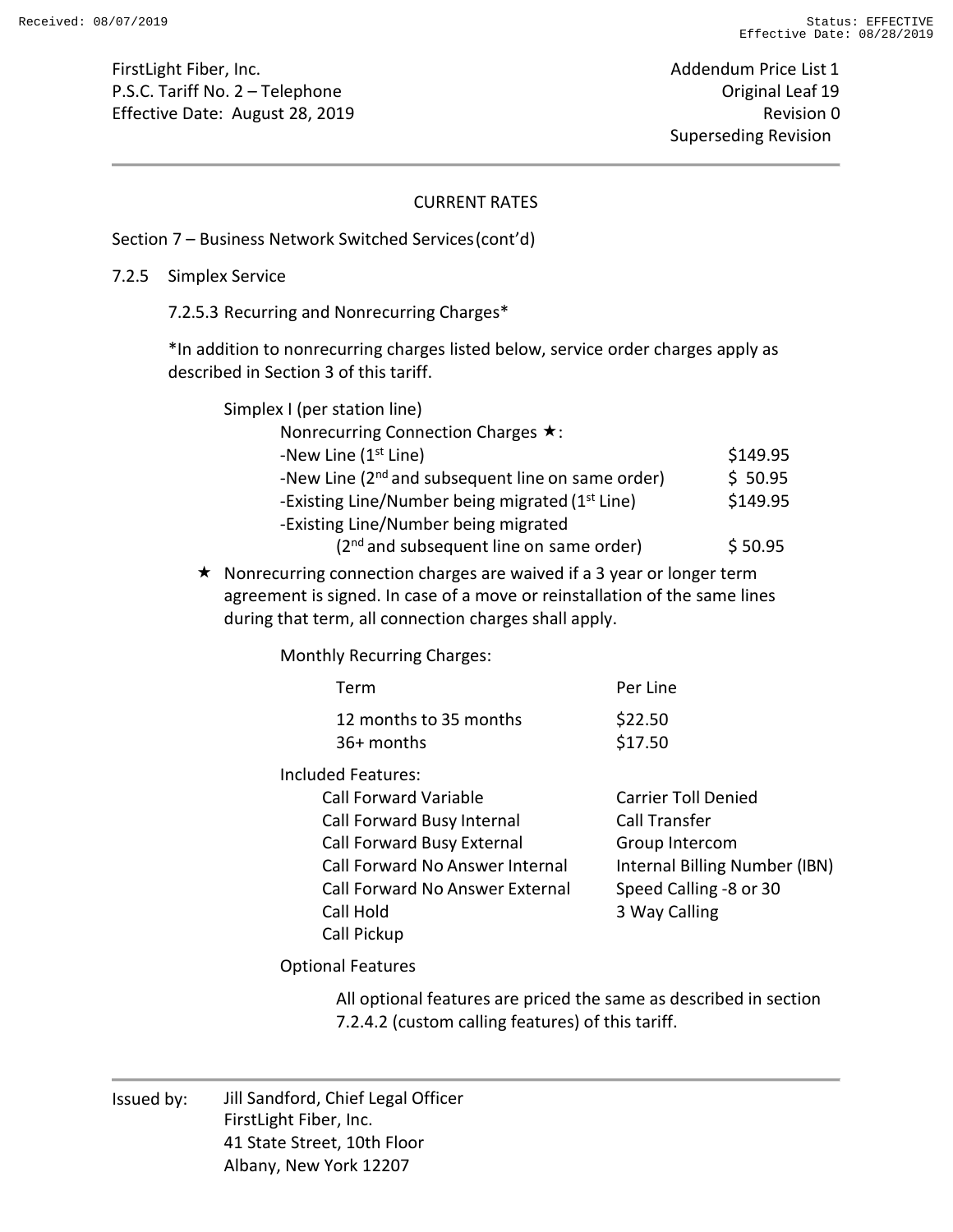CURRENT RATES

Section 7 – Business Network Switched Services (cont'd)

7.2.5 Simplex Service

7.2.5.3 Recurring and Nonrecurring Charges*

*In addition to nonrecurring charges listed below, service order charges apply as described in Section 3 of this tariff.

Simplex I (per station line)

Nonrecurring Connection Charges ★:

| | |
|---|---|
| -New Line (1st Line) | $149.95 |
| -New Line (2nd and subsequent line on same order) | $ 50.95 |
| -Existing Line/Number being migrated (1st Line) | $149.95 |
| -Existing Line/Number being migrated (2nd and subsequent line on same order) | $ 50.95 |

★ Nonrecurring connection charges are waived if a 3 year or longer term agreement is signed. In case of a move or reinstallation of the same lines during that term, all connection charges shall apply.

Monthly Recurring Charges:

| Term | Per Line |
|---|---|
| 12 months to 35 months | $22.50 |
| 36+ months | $17.50 |

Included Features:

| | |
|---|---|
| Call Forward Variable | Carrier Toll Denied |
| Call Forward Busy Internal | Call Transfer |
| Call Forward Busy External | Group Intercom |
| Call Forward No Answer Internal | Internal Billing Number (IBN) |
| Call Forward No Answer External | Speed Calling -8 or 30 |
| Call Hold | 3 Way Calling |
| Call Pickup | |

Optional Features

All optional features are priced the same as described in section 7.2.4.2 (custom calling features) of this tariff.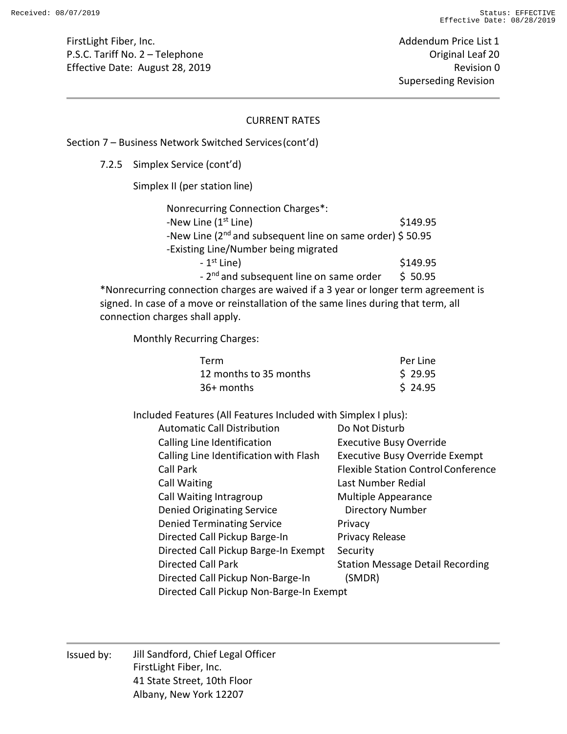FirstLight Fiber, Inc.
P.S.C. Tariff No. 2 – Telephone
Effective Date: August 28, 2019

Addendum Price List 1
Original Leaf 20
Revision 0
Superseding Revision

---

## CURRENT RATES

### Section 7 – Business Network Switched Services (cont'd)

#### 7.2.5 Simplex Service (cont'd)

Simplex II (per station line)

| Nonrecurring Connection Charges*: | |
|---|---|
| -New Line (1st Line) | $149.95 |
| -New Line (2nd and subsequent line on same order) | $ 50.95 |
| -Existing Line/Number being migrated | |
| - 1st Line) | $149.95 |
| - 2nd and subsequent line on same order | $ 50.95 |

*Nonrecurring connection charges are waived if a 3 year or longer term agreement is signed. In case of a move or reinstallation of the same lines during that term, all connection charges shall apply.

Monthly Recurring Charges:

| Term | Per Line |
|---|---|
| 12 months to 35 months | $ 29.95 |
| 36+ months | $ 24.95 |

Included Features (All Features Included with Simplex I plus):

- Automatic Call Distribution
- Calling Line Identification
- Calling Line Identification with Flash
- Call Park
- Call Waiting
- Call Waiting Intragroup
- Denied Originating Service
- Denied Terminating Service
- Directed Call Pickup Barge-In
- Directed Call Pickup Barge-In Exempt
- Directed Call Park
- Directed Call Pickup Non-Barge-In
- Directed Call Pickup Non-Barge-In Exempt
- Do Not Disturb
- Executive Busy Override
- Executive Busy Override Exempt
- Flexible Station Control Conference
- Last Number Redial
- Multiple Appearance Directory Number
- Privacy
- Privacy Release
- Security
- Station Message Detail Recording (SMDR)

---

Issued by: Jill Sandford, Chief Legal Officer
FirstLight Fiber, Inc.
41 State Street, 10th Floor
Albany, New York 12207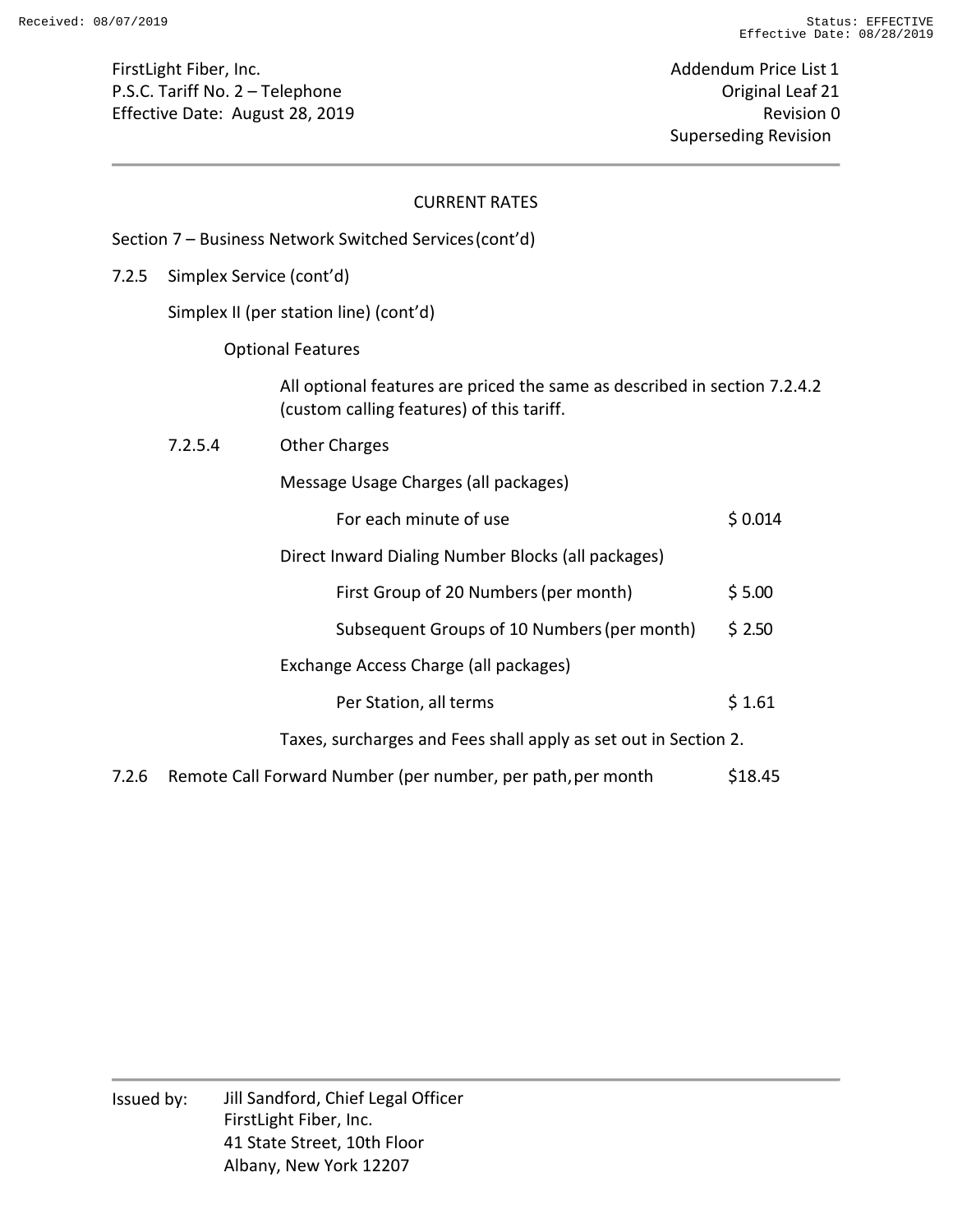CURRENT RATES

Section 7 – Business Network Switched Services (cont'd)

7.2.5 Simplex Service (cont'd)

Simplex II (per station line) (cont'd)

Optional Features

All optional features are priced the same as described in section 7.2.4.2 (custom calling features) of this tariff.

7.2.5.4 Other Charges

Message Usage Charges (all packages)

| | |
|---|---|
| For each minute of use | $ 0.014 |

Direct Inward Dialing Number Blocks (all packages)

| | |
|---|---|
| First Group of 20 Numbers (per month) | $ 5.00 |
| Subsequent Groups of 10 Numbers (per month) | $ 2.50 |

Exchange Access Charge (all packages)

| | |
|---|---|
| Per Station, all terms | $ 1.61 |

Taxes, surcharges and Fees shall apply as set out in Section 2.

| | |
|---|---|
| 7.2.6 Remote Call Forward Number (per number, per path, per month | $18.45 |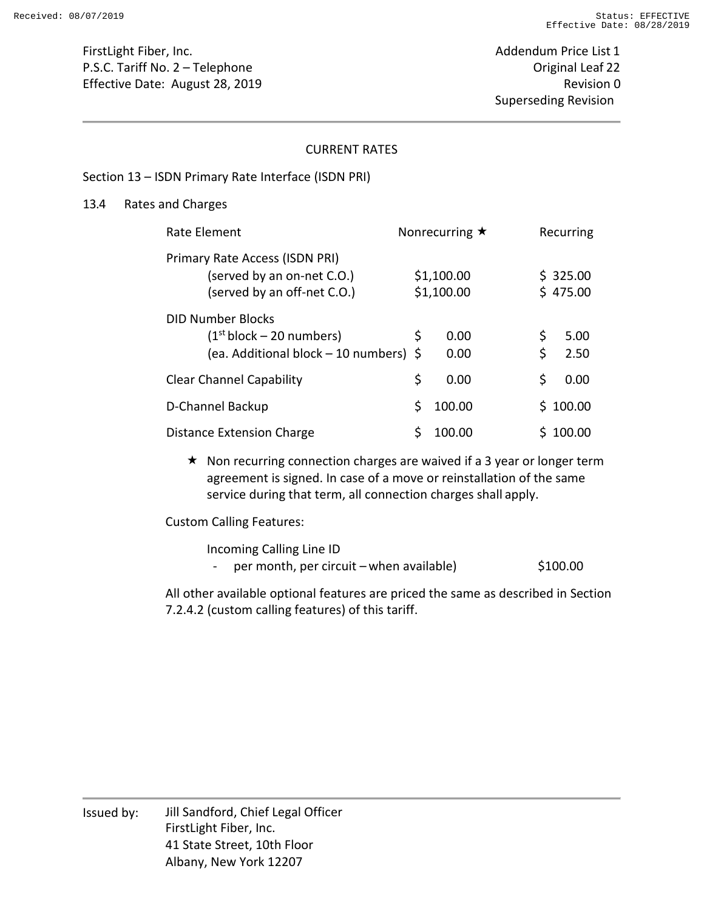FirstLight Fiber, Inc.
P.S.C. Tariff No. 2 – Telephone
Effective Date: August 28, 2019

Addendum Price List 1
Original Leaf 22
Revision 0
Superseding Revision

CURRENT RATES

Section 13 – ISDN Primary Rate Interface (ISDN PRI)

13.4 Rates and Charges

| Rate Element | Nonrecurring ★ | Recurring |
|---|---|---|
| Primary Rate Access (ISDN PRI) | | |
| (served by an on-net C.O.) | $1,100.00 | $ 325.00 |
| (served by an off-net C.O.) | $1,100.00 | $ 475.00 |
| DID Number Blocks | | |
| (1st block – 20 numbers) | $ 0.00 | $ 5.00 |
| (ea. Additional block – 10 numbers) | $ 0.00 | $ 2.50 |
| Clear Channel Capability | $ 0.00 | $ 0.00 |
| D-Channel Backup | $ 100.00 | $ 100.00 |
| Distance Extension Charge | $ 100.00 | $ 100.00 |

★ Non recurring connection charges are waived if a 3 year or longer term agreement is signed. In case of a move or reinstallation of the same service during that term, all connection charges shall apply.

Custom Calling Features:

Incoming Calling Line ID

- per month, per circuit – when available) $100.00

All other available optional features are priced the same as described in Section 7.2.4.2 (custom calling features) of this tariff.

Issued by: Jill Sandford, Chief Legal Officer
FirstLight Fiber, Inc.
41 State Street, 10th Floor
Albany, New York 12207